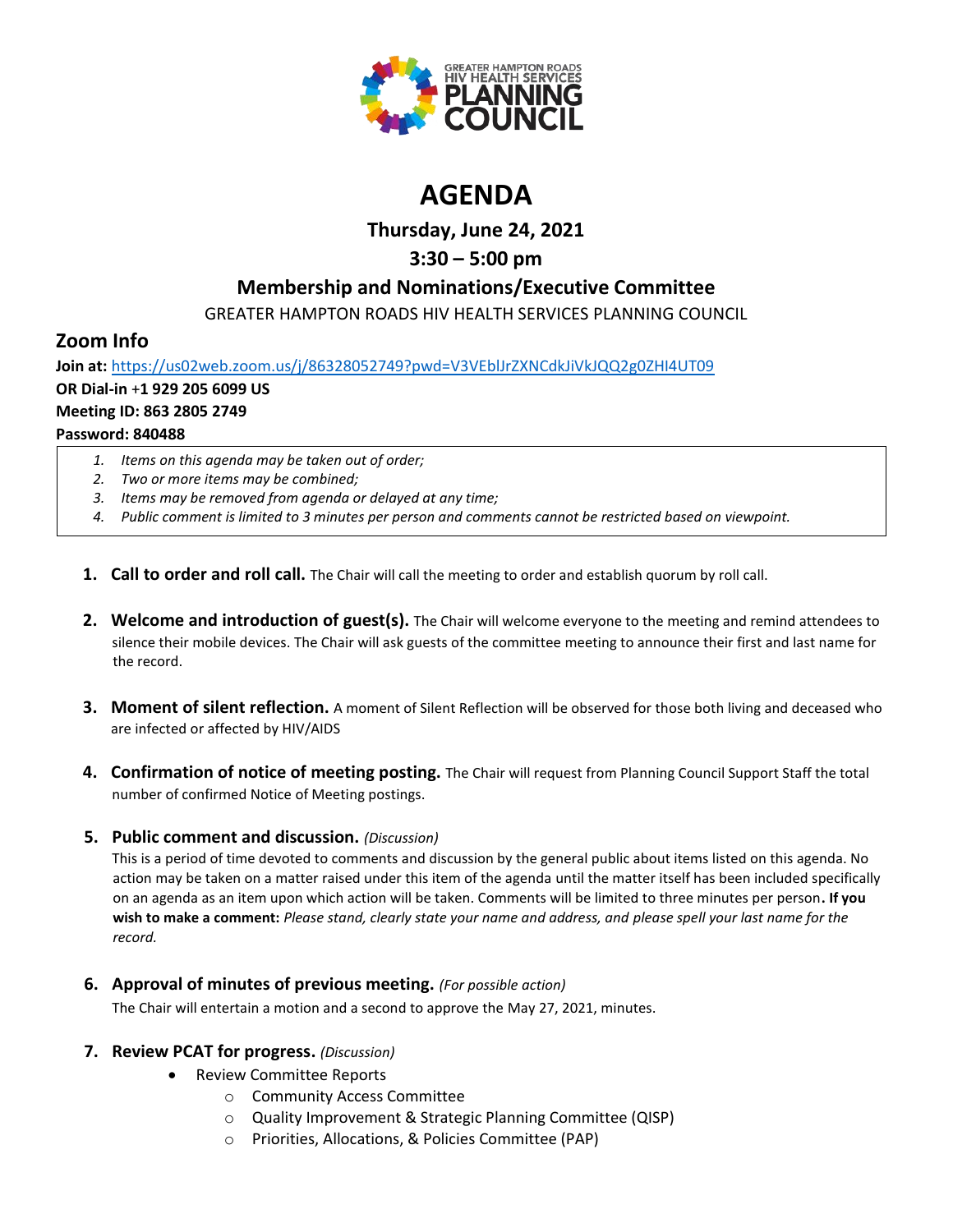GREATER HAMPTON ROADS HIV HEALTH SERVICES PLANNING COUNCIL

# AGENDA

## Thursday, June 24, 2021

## 3:30 – 5:00 pm

## Membership and Nominations/Executive Committee

GREATER HAMPTON ROADS HIV HEALTH SERVICES PLANNING COUNCIL

## Zoom Info

**Join at:** [https://us02web.zoom.us/j/86328052749?pwd=V3VEblJrZXNCdkJiVkJQQ2g0ZHI4UT09](https://us02web.zoom.us/j/86328052749?pwd=V3VEblJrZXNCdkJiVkJQQ2g0ZHI4UT09)

**OR Dial-in +1 929 205 6099 US**

**Meeting ID: 863 2805 2749**

**Password: 840488**

1. *Items on this agenda may be taken out of order;*
2. *Two or more items may be combined;*
3. *Items may be removed from agenda or delayed at any time;*
4. *Public comment is limited to 3 minutes per person and comments cannot be restricted based on viewpoint.*

1. **Call to order and roll call.** The Chair will call the meeting to order and establish quorum by roll call.

2. **Welcome and introduction of guest(s).** The Chair will welcome everyone to the meeting and remind attendees to silence their mobile devices. The Chair will ask guests of the committee meeting to announce their first and last name for the record.

3. **Moment of silent reflection.** A moment of Silent Reflection will be observed for those both living and deceased who are infected or affected by HIV/AIDS

4. **Confirmation of notice of meeting posting.** The Chair will request from Planning Council Support Staff the total number of confirmed Notice of Meeting postings.

5. **Public comment and discussion.** *(Discussion)*
   This is a period of time devoted to comments and discussion by the general public about items listed on this agenda. No action may be taken on a matter raised under this item of the agenda until the matter itself has been included specifically on an agenda as an item upon which action will be taken. Comments will be limited to three minutes per person**. If you wish to make a comment:** *Please stand, clearly state your name and address, and please spell your last name for the record.*

6. **Approval of minutes of previous meeting.** *(For possible action)*
   The Chair will entertain a motion and a second to approve the May 27, 2021, minutes.

7. **Review PCAT for progress.** *(Discussion)*
   - Review Committee Reports
     - Community Access Committee
     - Quality Improvement & Strategic Planning Committee (QISP)
     - Priorities, Allocations, & Policies Committee (PAP)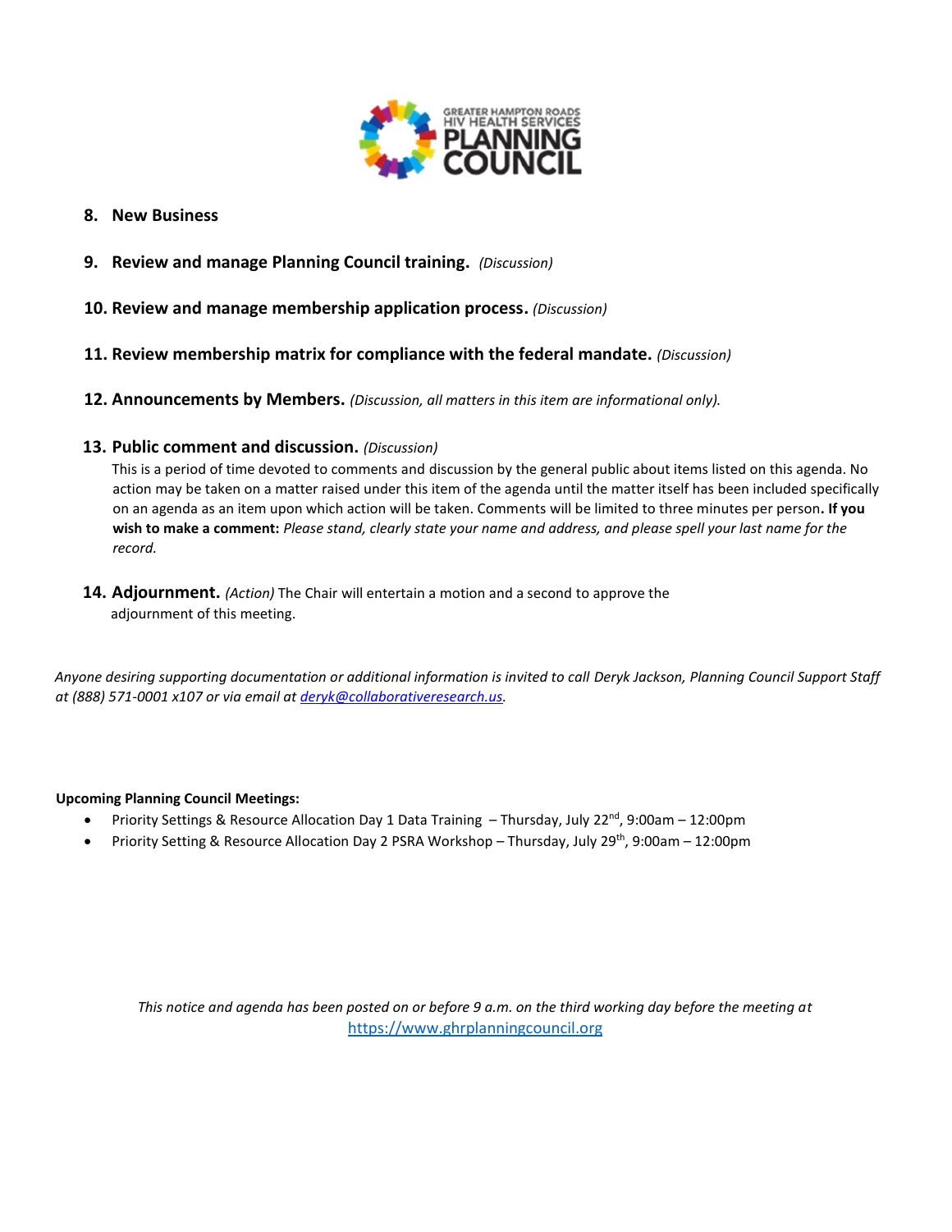8. **New Business**

9. **Review and manage Planning Council training.** *(Discussion)*

10. **Review and manage membership application process.** *(Discussion)*

11. **Review membership matrix for compliance with the federal mandate.** *(Discussion)*

12. **Announcements by Members.** *(Discussion, all matters in this item are informational only).*

13. **Public comment and discussion.** *(Discussion)*
    This is a period of time devoted to comments and discussion by the general public about items listed on this agenda. No action may be taken on a matter raised under this item of the agenda until the matter itself has been included specifically on an agenda as an item upon which action will be taken. Comments will be limited to three minutes per person**. If you wish to make a comment:** *Please stand, clearly state your name and address, and please spell your last name for the record.*

14. **Adjournment.** *(Action)* The Chair will entertain a motion and a second to approve the adjournment of this meeting.

*Anyone desiring supporting documentation or additional information is invited to call Deryk Jackson, Planning Council Support Staff at (888) 571-0001 x107 or via email at deryk@collaborativeresearch.us.*

**Upcoming Planning Council Meetings:**

- Priority Settings & Resource Allocation Day 1 Data Training – Thursday, July 22nd, 9:00am – 12:00pm
- Priority Setting & Resource Allocation Day 2 PSRA Workshop – Thursday, July 29th, 9:00am – 12:00pm

*This notice and agenda has been posted on or before 9 a.m. on the third working day before the meeting at* https://www.ghrplanningcouncil.org